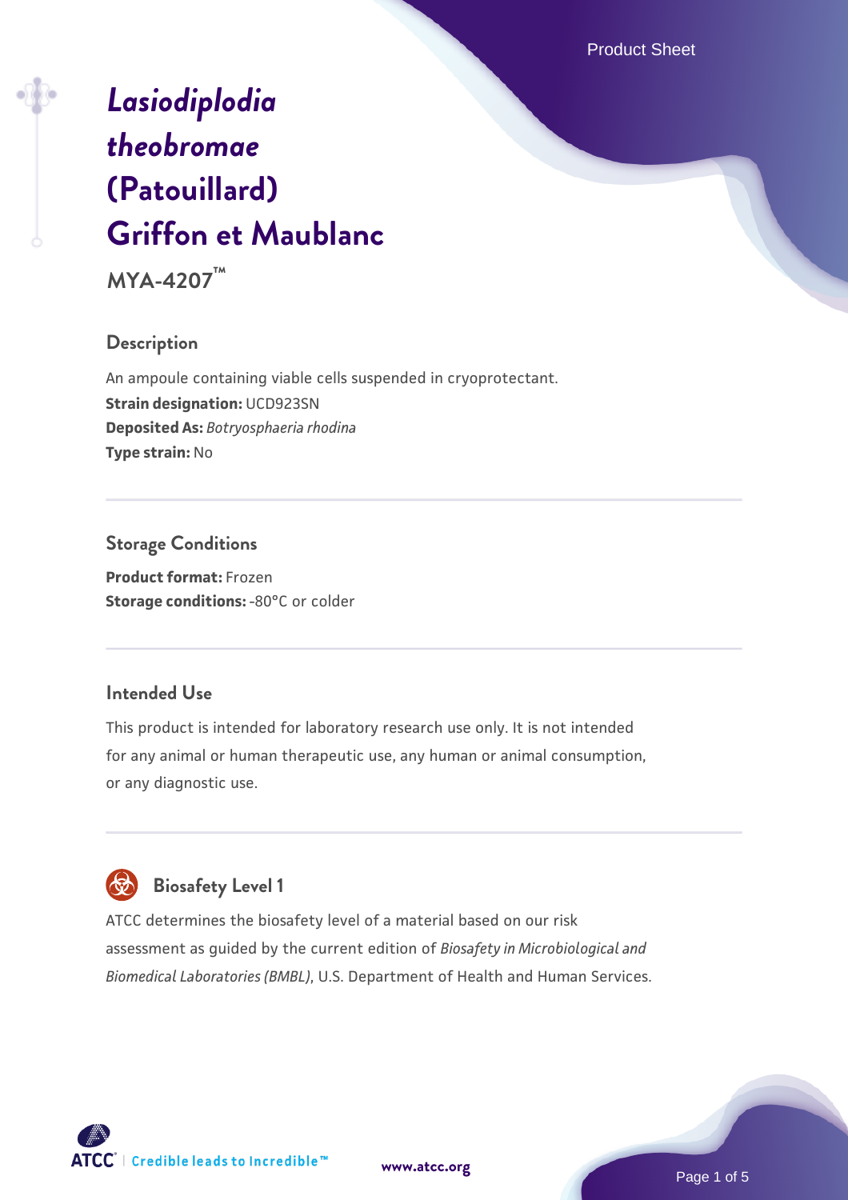# *Lasiodiplodia theobromae* (Patouillard) Griffon et Maublanc

**MYA-4207™**

## Description

An ampoule containing viable cells suspended in cryoprotectant.
**Strain designation:** UCD923SN
**Deposited As:** *Botryosphaeria rhodina*
**Type strain:** No

## Storage Conditions

**Product format:** Frozen
**Storage conditions:** -80°C or colder

## Intended Use

This product is intended for laboratory research use only. It is not intended for any animal or human therapeutic use, any human or animal consumption, or any diagnostic use.

## Biosafety Level 1

ATCC determines the biosafety level of a material based on our risk assessment as guided by the current edition of *Biosafety in Microbiological and Biomedical Laboratories (BMBL)*, U.S. Department of Health and Human Services.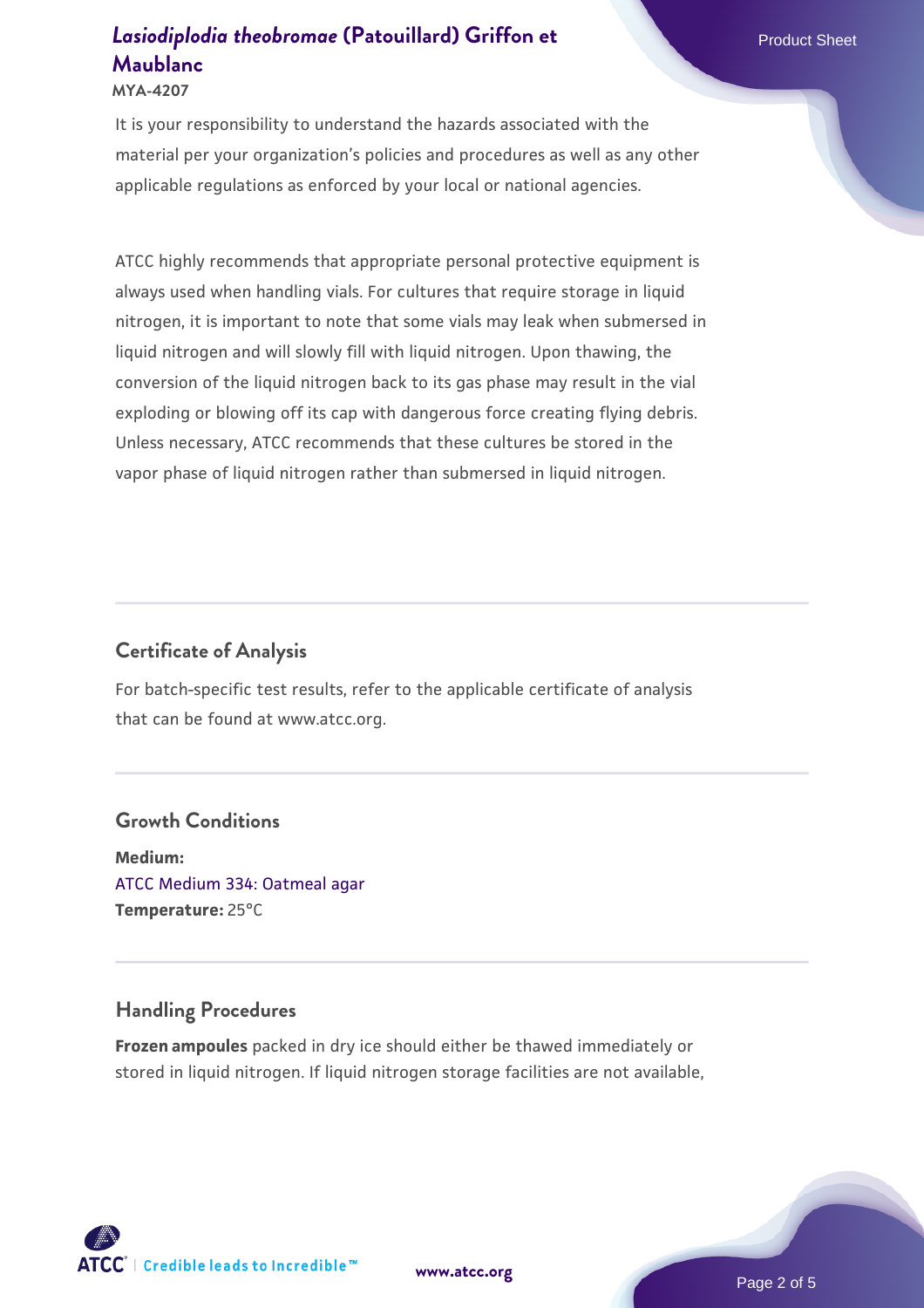It is your responsibility to understand the hazards associated with the material per your organization's policies and procedures as well as any other applicable regulations as enforced by your local or national agencies.

ATCC highly recommends that appropriate personal protective equipment is always used when handling vials. For cultures that require storage in liquid nitrogen, it is important to note that some vials may leak when submersed in liquid nitrogen and will slowly fill with liquid nitrogen. Upon thawing, the conversion of the liquid nitrogen back to its gas phase may result in the vial exploding or blowing off its cap with dangerous force creating flying debris. Unless necessary, ATCC recommends that these cultures be stored in the vapor phase of liquid nitrogen rather than submersed in liquid nitrogen.

## Certificate of Analysis

For batch-specific test results, refer to the applicable certificate of analysis that can be found at www.atcc.org.

## Growth Conditions

**Medium:**
ATCC Medium 334: Oatmeal agar
**Temperature:** 25°C

## Handling Procedures

**Frozen ampoules** packed in dry ice should either be thawed immediately or stored in liquid nitrogen. If liquid nitrogen storage facilities are not available,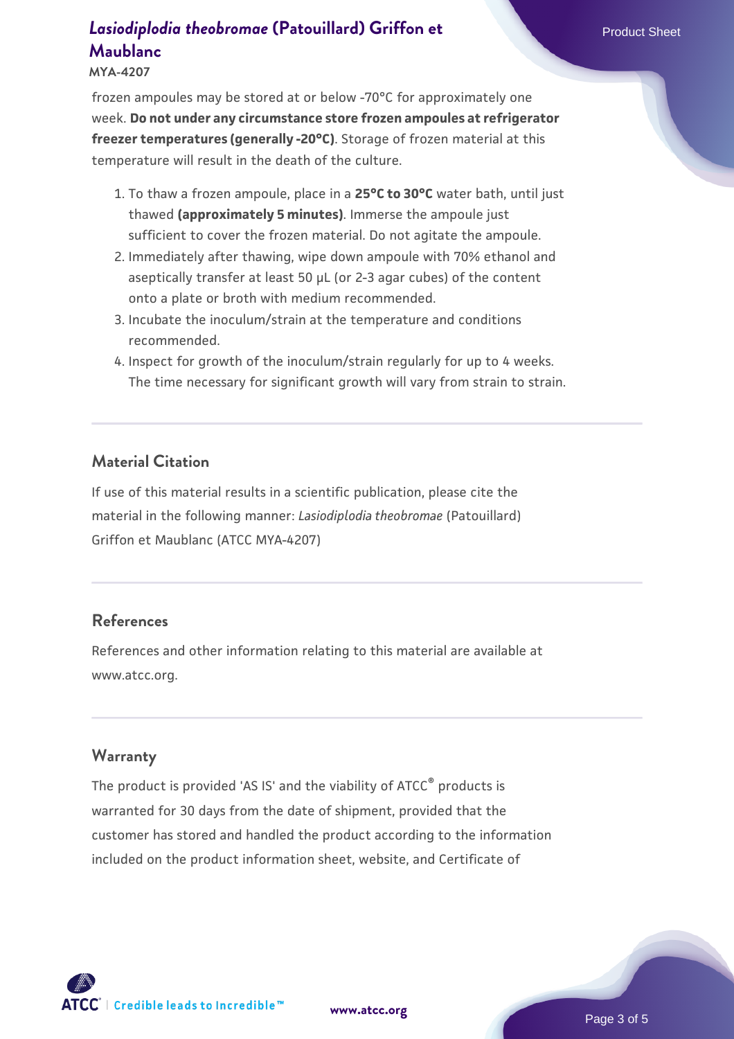frozen ampoules may be stored at or below -70°C for approximately one week. **Do not under any circumstance store frozen ampoules at refrigerator freezer temperatures (generally -20°C)**. Storage of frozen material at this temperature will result in the death of the culture.

1. To thaw a frozen ampoule, place in a **25°C to 30°C** water bath, until just thawed **(approximately 5 minutes)**. Immerse the ampoule just sufficient to cover the frozen material. Do not agitate the ampoule.
2. Immediately after thawing, wipe down ampoule with 70% ethanol and aseptically transfer at least 50 µL (or 2-3 agar cubes) of the content onto a plate or broth with medium recommended.
3. Incubate the inoculum/strain at the temperature and conditions recommended.
4. Inspect for growth of the inoculum/strain regularly for up to 4 weeks. The time necessary for significant growth will vary from strain to strain.

## Material Citation

If use of this material results in a scientific publication, please cite the material in the following manner: *Lasiodiplodia theobromae* (Patouillard) Griffon et Maublanc (ATCC MYA-4207)

## References

References and other information relating to this material are available at www.atcc.org.

## Warranty

The product is provided 'AS IS' and the viability of ATCC® products is warranted for 30 days from the date of shipment, provided that the customer has stored and handled the product according to the information included on the product information sheet, website, and Certificate of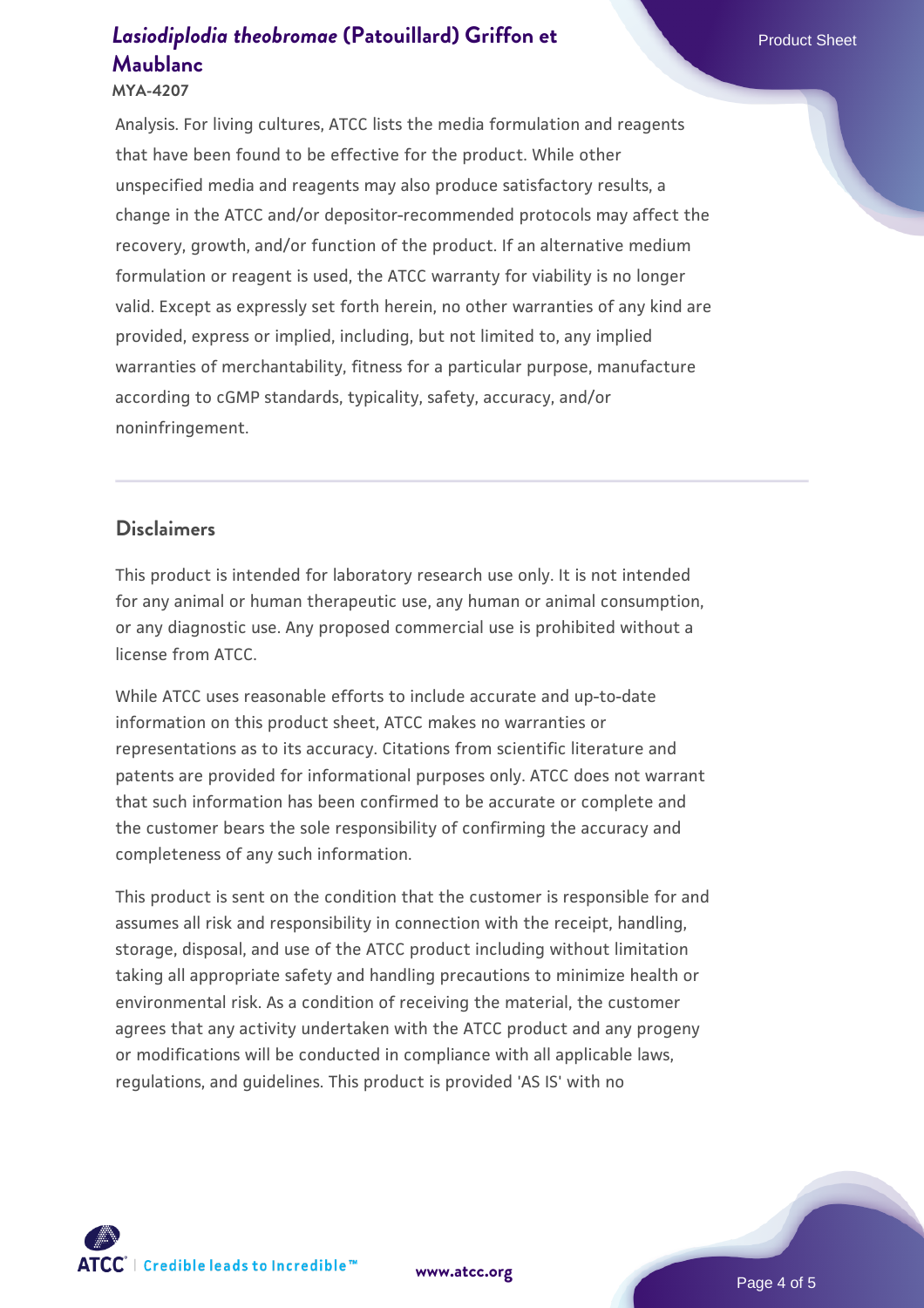Analysis. For living cultures, ATCC lists the media formulation and reagents that have been found to be effective for the product. While other unspecified media and reagents may also produce satisfactory results, a change in the ATCC and/or depositor-recommended protocols may affect the recovery, growth, and/or function of the product. If an alternative medium formulation or reagent is used, the ATCC warranty for viability is no longer valid. Except as expressly set forth herein, no other warranties of any kind are provided, express or implied, including, but not limited to, any implied warranties of merchantability, fitness for a particular purpose, manufacture according to cGMP standards, typicality, safety, accuracy, and/or noninfringement.

## Disclaimers

This product is intended for laboratory research use only. It is not intended for any animal or human therapeutic use, any human or animal consumption, or any diagnostic use. Any proposed commercial use is prohibited without a license from ATCC.

While ATCC uses reasonable efforts to include accurate and up-to-date information on this product sheet, ATCC makes no warranties or representations as to its accuracy. Citations from scientific literature and patents are provided for informational purposes only. ATCC does not warrant that such information has been confirmed to be accurate or complete and the customer bears the sole responsibility of confirming the accuracy and completeness of any such information.

This product is sent on the condition that the customer is responsible for and assumes all risk and responsibility in connection with the receipt, handling, storage, disposal, and use of the ATCC product including without limitation taking all appropriate safety and handling precautions to minimize health or environmental risk. As a condition of receiving the material, the customer agrees that any activity undertaken with the ATCC product and any progeny or modifications will be conducted in compliance with all applicable laws, regulations, and guidelines. This product is provided 'AS IS' with no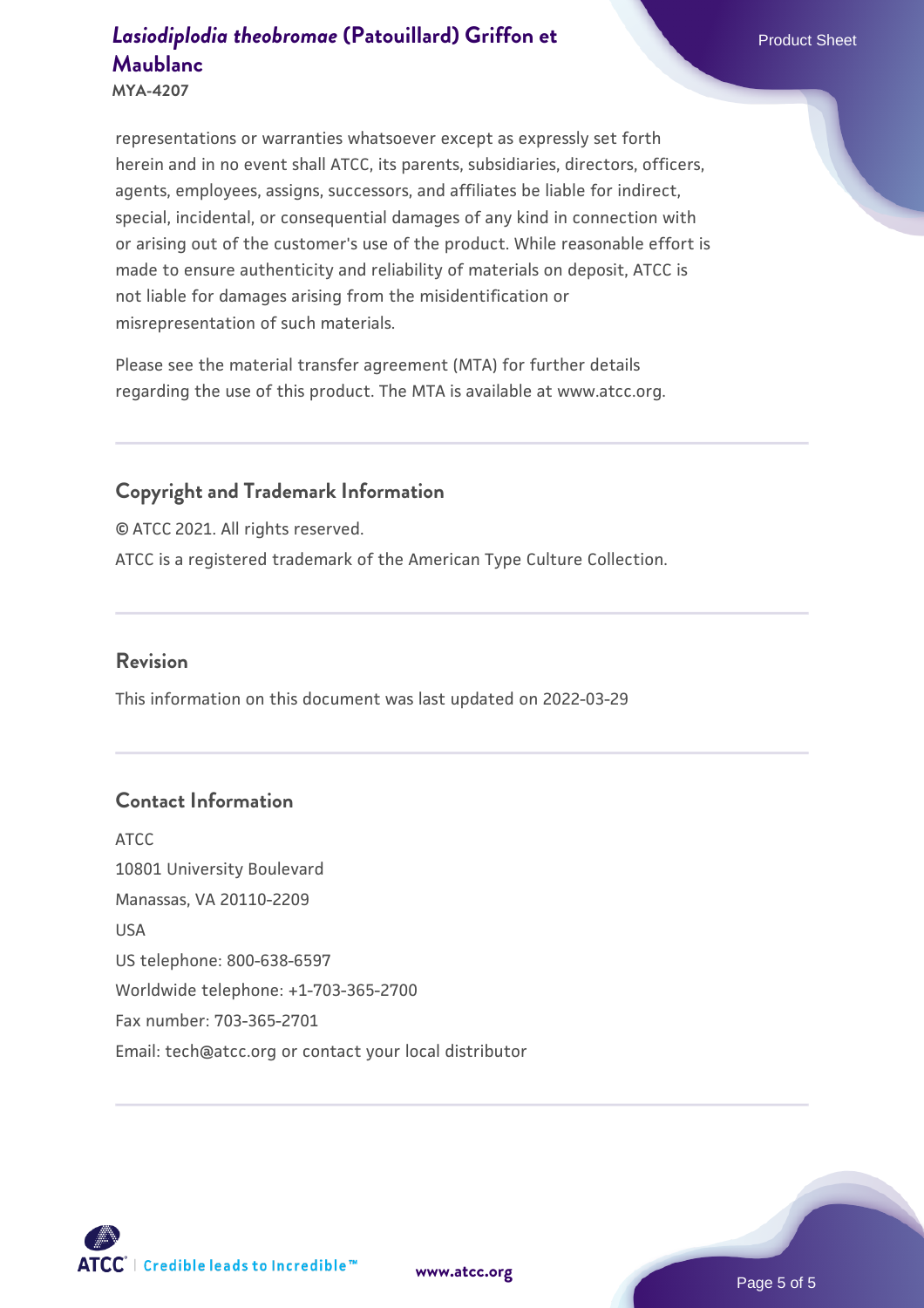representations or warranties whatsoever except as expressly set forth herein and in no event shall ATCC, its parents, subsidiaries, directors, officers, agents, employees, assigns, successors, and affiliates be liable for indirect, special, incidental, or consequential damages of any kind in connection with or arising out of the customer's use of the product. While reasonable effort is made to ensure authenticity and reliability of materials on deposit, ATCC is not liable for damages arising from the misidentification or misrepresentation of such materials.

Please see the material transfer agreement (MTA) for further details regarding the use of this product. The MTA is available at www.atcc.org.

## Copyright and Trademark Information

© ATCC 2021. All rights reserved.

ATCC is a registered trademark of the American Type Culture Collection.

## Revision

This information on this document was last updated on 2022-03-29

## Contact Information

ATCC
10801 University Boulevard
Manassas, VA 20110-2209
USA
US telephone: 800-638-6597
Worldwide telephone: +1-703-365-2700
Fax number: 703-365-2701
Email: tech@atcc.org or contact your local distributor